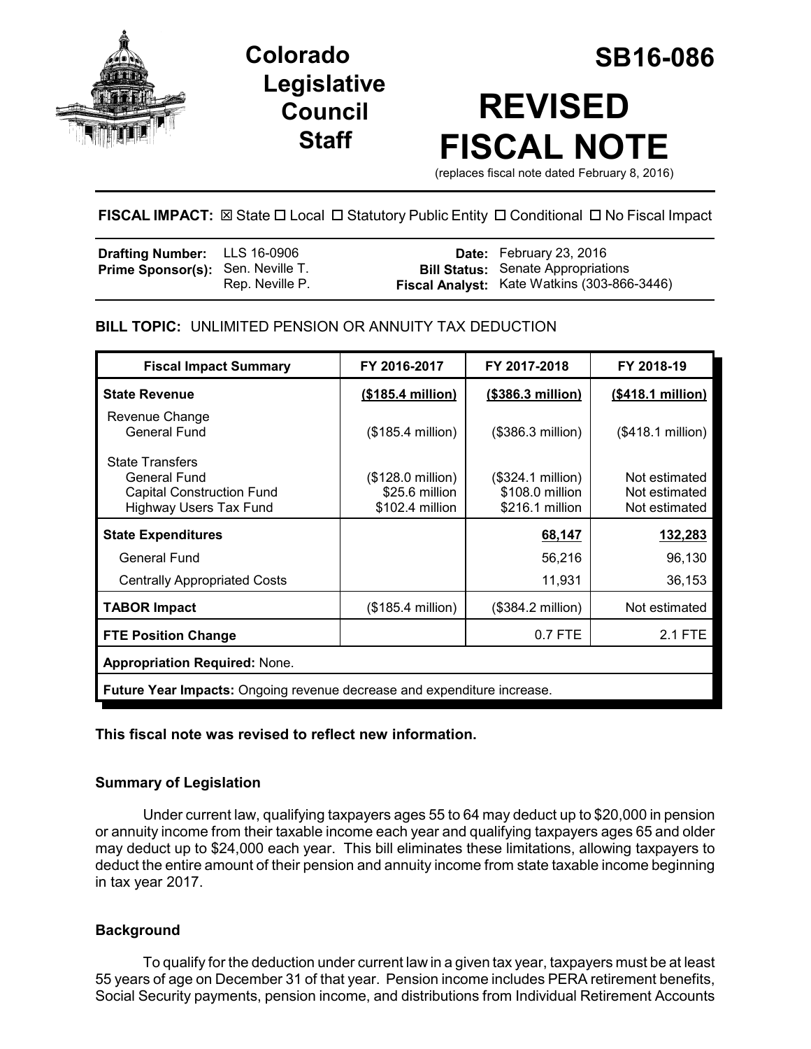# Colorado Legislative Council Staff

# SB16-086

# REVISED FISCAL NOTE

(replaces fiscal note dated February 8, 2016)

**FISCAL IMPACT:** ☒ State ☐ Local ☐ Statutory Public Entity ☐ Conditional ☐ No Fiscal Impact

| | | | |
|---|---|---|---|
| **Drafting Number:** | LLS 16-0906 | **Date:** | February 23, 2016 |
| **Prime Sponsor(s):** | Sen. Neville T.<br>Rep. Neville P. | **Bill Status:** | Senate Appropriations |
| | | **Fiscal Analyst:** | Kate Watkins (303-866-3446) |

**BILL TOPIC:** UNLIMITED PENSION OR ANNUITY TAX DEDUCTION

| Fiscal Impact Summary | FY 2016-2017 | FY 2017-2018 | FY 2018-19 |
|---|---|---|---|
| **State Revenue** | **($185.4 million)** | **($386.3 million)** | **($418.1 million)** |
| Revenue Change<br>General Fund | ($185.4 million) | ($386.3 million) | ($418.1 million) |
| State Transfers<br>General Fund<br>Capital Construction Fund<br>Highway Users Tax Fund | <br>($128.0 million)<br>$25.6 million<br>$102.4 million | <br>($324.1 million)<br>$108.0 million<br>$216.1 million | <br>Not estimated<br>Not estimated<br>Not estimated |
| **State Expenditures** | | **68,147** | **132,283** |
| General Fund | | 56,216 | 96,130 |
| Centrally Appropriated Costs | | 11,931 | 36,153 |
| **TABOR Impact** | ($185.4 million) | ($384.2 million) | Not estimated |
| **FTE Position Change** | | 0.7 FTE | 2.1 FTE |
| **Appropriation Required:** None. | | | |
| **Future Year Impacts:** Ongoing revenue decrease and expenditure increase. | | | |

**This fiscal note was revised to reflect new information.**

### Summary of Legislation

Under current law, qualifying taxpayers ages 55 to 64 may deduct up to $20,000 in pension or annuity income from their taxable income each year and qualifying taxpayers ages 65 and older may deduct up to $24,000 each year. This bill eliminates these limitations, allowing taxpayers to deduct the entire amount of their pension and annuity income from state taxable income beginning in tax year 2017.

### Background

To qualify for the deduction under current law in a given tax year, taxpayers must be at least 55 years of age on December 31 of that year. Pension income includes PERA retirement benefits, Social Security payments, pension income, and distributions from Individual Retirement Accounts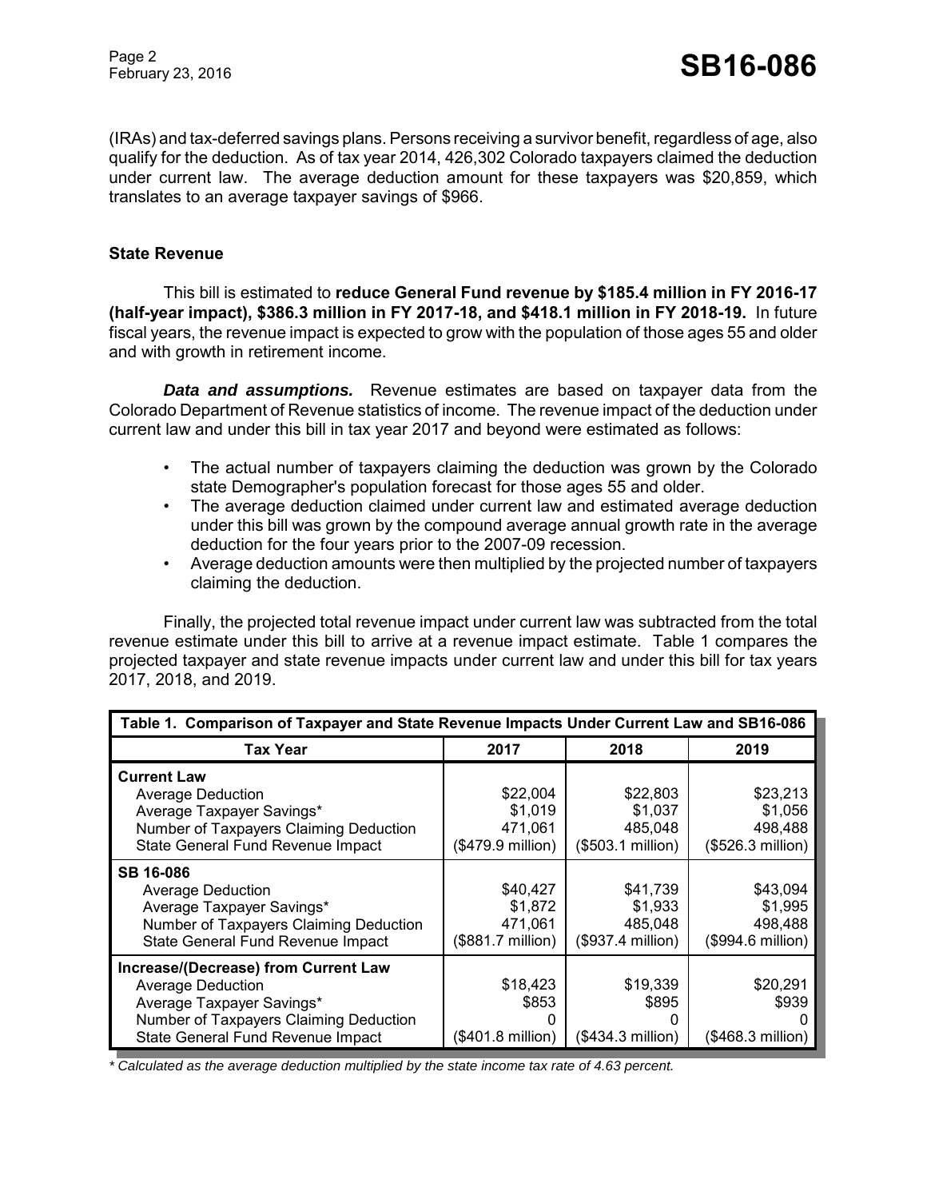(IRAs) and tax-deferred savings plans. Persons receiving a survivor benefit, regardless of age, also qualify for the deduction. As of tax year 2014, 426,302 Colorado taxpayers claimed the deduction under current law. The average deduction amount for these taxpayers was $20,859, which translates to an average taxpayer savings of $966.

### State Revenue

This bill is estimated to **reduce General Fund revenue by $185.4 million in FY 2016-17 (half-year impact), $386.3 million in FY 2017-18, and $418.1 million in FY 2018-19.** In future fiscal years, the revenue impact is expected to grow with the population of those ages 55 and older and with growth in retirement income.

***Data and assumptions.*** Revenue estimates are based on taxpayer data from the Colorado Department of Revenue statistics of income. The revenue impact of the deduction under current law and under this bill in tax year 2017 and beyond were estimated as follows:

- The actual number of taxpayers claiming the deduction was grown by the Colorado state Demographer's population forecast for those ages 55 and older.
- The average deduction claimed under current law and estimated average deduction under this bill was grown by the compound average annual growth rate in the average deduction for the four years prior to the 2007-09 recession.
- Average deduction amounts were then multiplied by the projected number of taxpayers claiming the deduction.

Finally, the projected total revenue impact under current law was subtracted from the total revenue estimate under this bill to arrive at a revenue impact estimate. Table 1 compares the projected taxpayer and state revenue impacts under current law and under this bill for tax years 2017, 2018, and 2019.

**Table 1. Comparison of Taxpayer and State Revenue Impacts Under Current Law and SB16-086**

| Tax Year | 2017 | 2018 | 2019 |
|---|---|---|---|
| **Current Law** | | | |
| Average Deduction | $22,004 | $22,803 | $23,213 |
| Average Taxpayer Savings* | $1,019 | $1,037 | $1,056 |
| Number of Taxpayers Claiming Deduction | 471,061 | 485,048 | 498,488 |
| State General Fund Revenue Impact | ($479.9 million) | ($503.1 million) | ($526.3 million) |
| **SB 16-086** | | | |
| Average Deduction | $40,427 | $41,739 | $43,094 |
| Average Taxpayer Savings* | $1,872 | $1,933 | $1,995 |
| Number of Taxpayers Claiming Deduction | 471,061 | 485,048 | 498,488 |
| State General Fund Revenue Impact | ($881.7 million) | ($937.4 million) | ($994.6 million) |
| **Increase/(Decrease) from Current Law** | | | |
| Average Deduction | $18,423 | $19,339 | $20,291 |
| Average Taxpayer Savings* | $853 | $895 | $939 |
| Number of Taxpayers Claiming Deduction | 0 | 0 | 0 |
| State General Fund Revenue Impact | ($401.8 million) | ($434.3 million) | ($468.3 million) |

*\* Calculated as the average deduction multiplied by the state income tax rate of 4.63 percent.*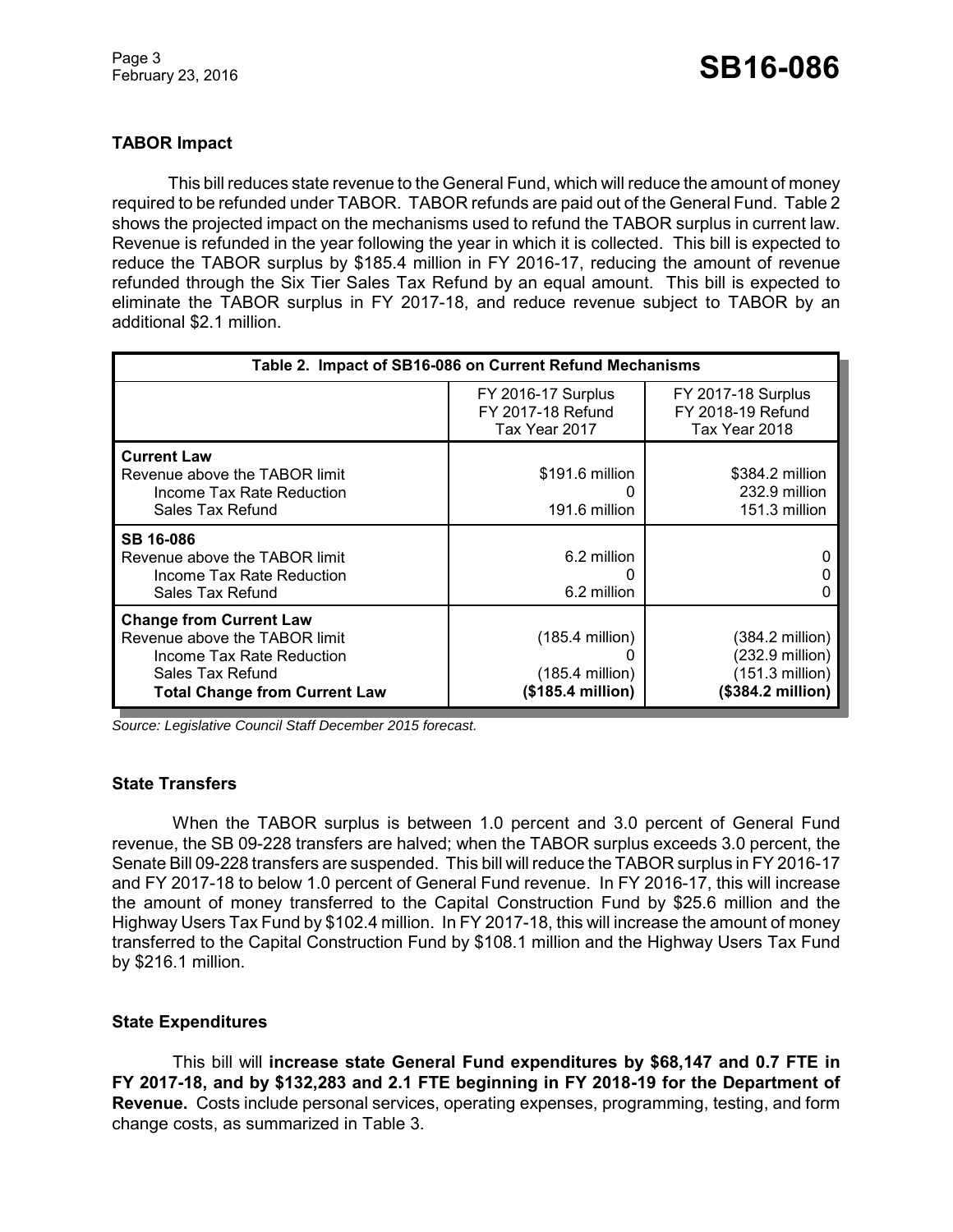### TABOR Impact

This bill reduces state revenue to the General Fund, which will reduce the amount of money required to be refunded under TABOR. TABOR refunds are paid out of the General Fund. Table 2 shows the projected impact on the mechanisms used to refund the TABOR surplus in current law. Revenue is refunded in the year following the year in which it is collected. This bill is expected to reduce the TABOR surplus by $185.4 million in FY 2016-17, reducing the amount of revenue refunded through the Six Tier Sales Tax Refund by an equal amount. This bill is expected to eliminate the TABOR surplus in FY 2017-18, and reduce revenue subject to TABOR by an additional $2.1 million.

**Table 2. Impact of SB16-086 on Current Refund Mechanisms**

| | FY 2016-17 Surplus<br>FY 2017-18 Refund<br>Tax Year 2017 | FY 2017-18 Surplus<br>FY 2018-19 Refund<br>Tax Year 2018 |
|---|---|---|
| **Current Law** | | |
| Revenue above the TABOR limit | $191.6 million | $384.2 million |
| Income Tax Rate Reduction | 0 | 232.9 million |
| Sales Tax Refund | 191.6 million | 151.3 million |
| **SB 16-086** | | |
| Revenue above the TABOR limit | 6.2 million | 0 |
| Income Tax Rate Reduction | 0 | 0 |
| Sales Tax Refund | 6.2 million | 0 |
| **Change from Current Law** | | |
| Revenue above the TABOR limit | (185.4 million) | (384.2 million) |
| Income Tax Rate Reduction | 0 | (232.9 million) |
| Sales Tax Refund | (185.4 million) | (151.3 million) |
| **Total Change from Current Law** | **($185.4 million)** | **($384.2 million)** |

*Source: Legislative Council Staff December 2015 forecast.*

### State Transfers

When the TABOR surplus is between 1.0 percent and 3.0 percent of General Fund revenue, the SB 09-228 transfers are halved; when the TABOR surplus exceeds 3.0 percent, the Senate Bill 09-228 transfers are suspended. This bill will reduce the TABOR surplus in FY 2016-17 and FY 2017-18 to below 1.0 percent of General Fund revenue. In FY 2016-17, this will increase the amount of money transferred to the Capital Construction Fund by $25.6 million and the Highway Users Tax Fund by $102.4 million. In FY 2017-18, this will increase the amount of money transferred to the Capital Construction Fund by $108.1 million and the Highway Users Tax Fund by $216.1 million.

### State Expenditures

This bill will **increase state General Fund expenditures by $68,147 and 0.7 FTE in FY 2017-18, and by $132,283 and 2.1 FTE beginning in FY 2018-19 for the Department of Revenue.** Costs include personal services, operating expenses, programming, testing, and form change costs, as summarized in Table 3.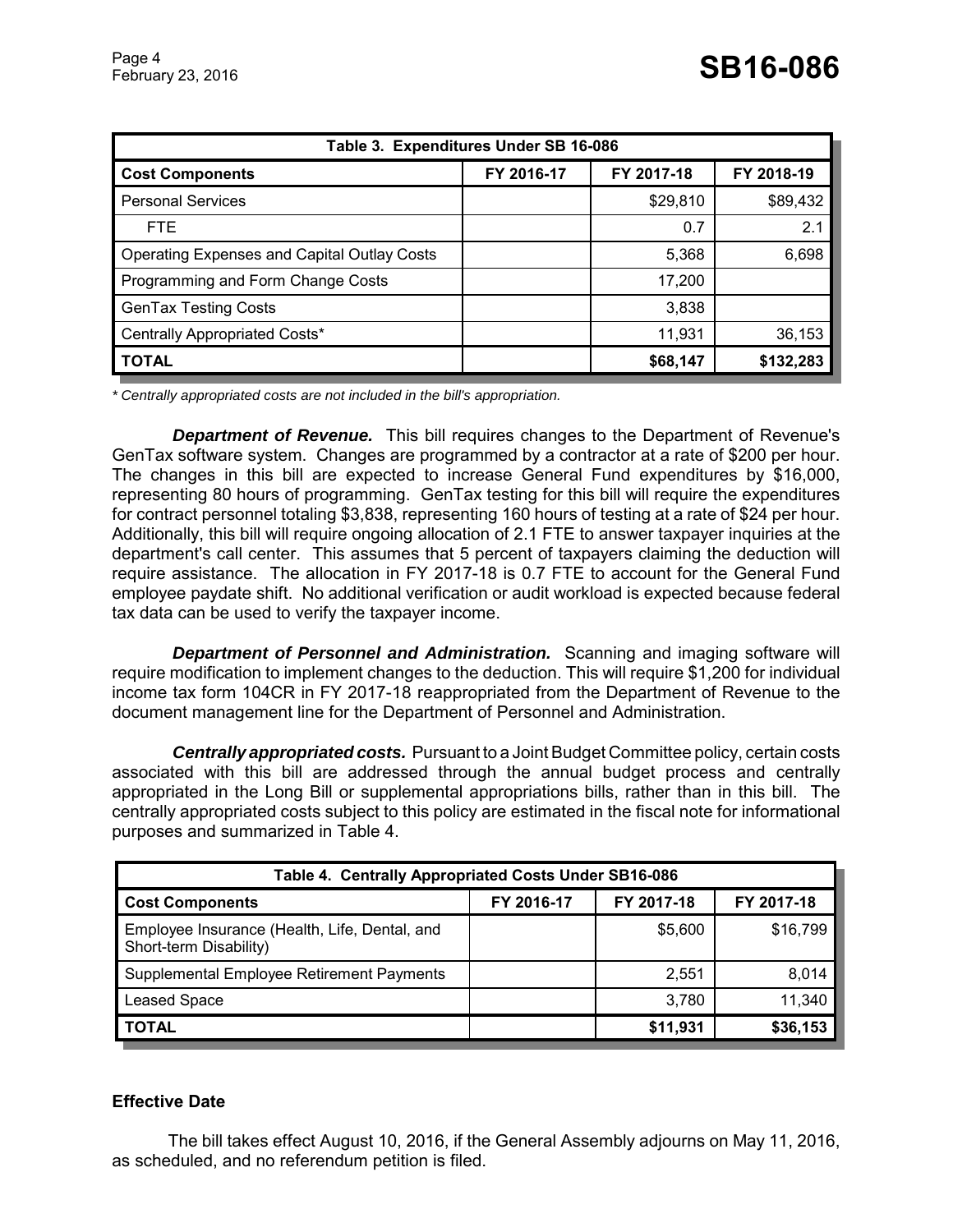| Table 3. Expenditures Under SB 16-086 | | | |
|---|---|---|---|
| **Cost Components** | **FY 2016-17** | **FY 2017-18** | **FY 2018-19** |
| Personal Services | | $29,810 | $89,432 |
| FTE | | 0.7 | 2.1 |
| Operating Expenses and Capital Outlay Costs | | 5,368 | 6,698 |
| Programming and Form Change Costs | | 17,200 | |
| GenTax Testing Costs | | 3,838 | |
| Centrally Appropriated Costs* | | 11,931 | 36,153 |
| **TOTAL** | | **$68,147** | **$132,283** |

*\* Centrally appropriated costs are not included in the bill's appropriation.*

***Department of Revenue.*** This bill requires changes to the Department of Revenue's GenTax software system. Changes are programmed by a contractor at a rate of $200 per hour. The changes in this bill are expected to increase General Fund expenditures by $16,000, representing 80 hours of programming. GenTax testing for this bill will require the expenditures for contract personnel totaling $3,838, representing 160 hours of testing at a rate of $24 per hour. Additionally, this bill will require ongoing allocation of 2.1 FTE to answer taxpayer inquiries at the department's call center. This assumes that 5 percent of taxpayers claiming the deduction will require assistance. The allocation in FY 2017-18 is 0.7 FTE to account for the General Fund employee paydate shift. No additional verification or audit workload is expected because federal tax data can be used to verify the taxpayer income.

***Department of Personnel and Administration.*** Scanning and imaging software will require modification to implement changes to the deduction. This will require $1,200 for individual income tax form 104CR in FY 2017-18 reappropriated from the Department of Revenue to the document management line for the Department of Personnel and Administration.

***Centrally appropriated costs.*** Pursuant to a Joint Budget Committee policy, certain costs associated with this bill are addressed through the annual budget process and centrally appropriated in the Long Bill or supplemental appropriations bills, rather than in this bill. The centrally appropriated costs subject to this policy are estimated in the fiscal note for informational purposes and summarized in Table 4.

| Table 4. Centrally Appropriated Costs Under SB16-086 | | | |
|---|---|---|---|
| **Cost Components** | **FY 2016-17** | **FY 2017-18** | **FY 2017-18** |
| Employee Insurance (Health, Life, Dental, and Short-term Disability) | | $5,600 | $16,799 |
| Supplemental Employee Retirement Payments | | 2,551 | 8,014 |
| Leased Space | | 3,780 | 11,340 |
| **TOTAL** | | **$11,931** | **$36,153** |

## Effective Date

The bill takes effect August 10, 2016, if the General Assembly adjourns on May 11, 2016, as scheduled, and no referendum petition is filed.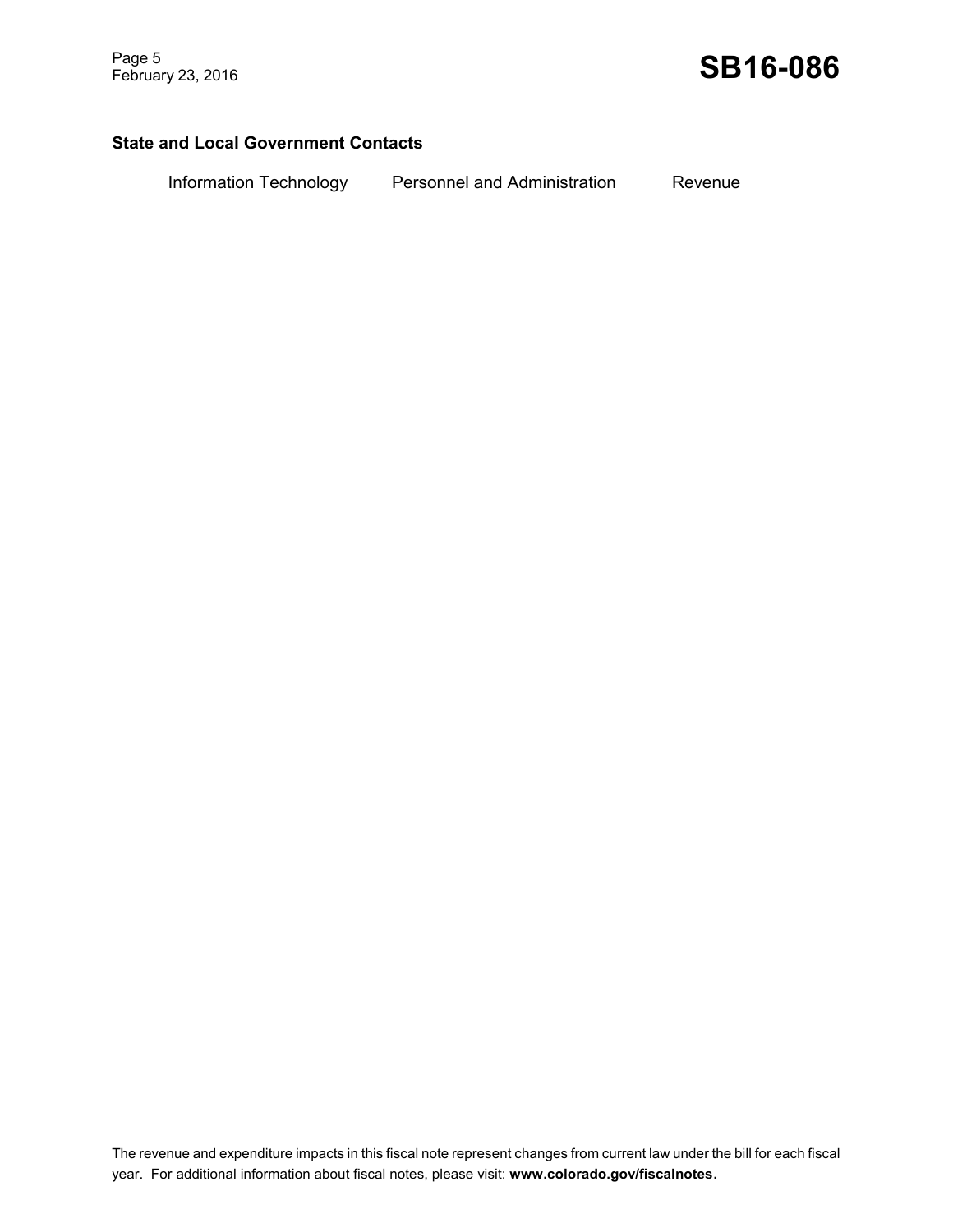**State and Local Government Contacts**

Information Technology Personnel and Administration Revenue

The revenue and expenditure impacts in this fiscal note represent changes from current law under the bill for each fiscal year. For additional information about fiscal notes, please visit: **www.colorado.gov/fiscalnotes.**